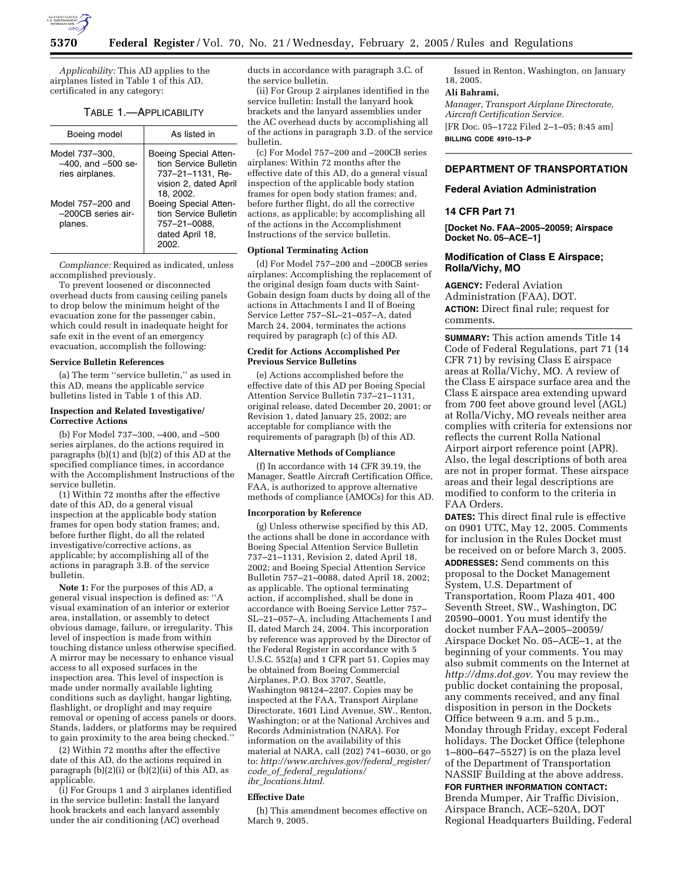*Applicability:* This AD applies to the airplanes listed in Table 1 of this AD, certificated in any category:

TABLE 1.—APPLICABILITY

| Boeing model | As listed in |
|---|---|
| Model 737–300, –400, and –500 series airplanes. | Boeing Special Attention Service Bulletin 737–21–1131, Revision 2, dated April 18, 2002. |
| Model 757–200 and –200CB series airplanes. | Boeing Special Attention Service Bulletin 757–21–0088, dated April 18, 2002. |

*Compliance:* Required as indicated, unless accomplished previously.

To prevent loosened or disconnected overhead ducts from causing ceiling panels to drop below the minimum height of the evacuation zone for the passenger cabin, which could result in inadequate height for safe exit in the event of an emergency evacuation, accomplish the following:

**Service Bulletin References**

(a) The term ''service bulletin,'' as used in this AD, means the applicable service bulletins listed in Table 1 of this AD.

**Inspection and Related Investigative/Corrective Actions**

(b) For Model 737–300, –400, and –500 series airplanes, do the actions required in paragraphs (b)(1) and (b)(2) of this AD at the specified compliance times, in accordance with the Accomplishment Instructions of the service bulletin.

(1) Within 72 months after the effective date of this AD, do a general visual inspection at the applicable body station frames for open body station frames; and, before further flight, do all the related investigative/corrective actions, as applicable; by accomplishing all of the actions in paragraph 3.B. of the service bulletin.

**Note 1:** For the purposes of this AD, a general visual inspection is defined as: ''A visual examination of an interior or exterior area, installation, or assembly to detect obvious damage, failure, or irregularity. This level of inspection is made from within touching distance unless otherwise specified. A mirror may be necessary to enhance visual access to all exposed surfaces in the inspection area. This level of inspection is made under normally available lighting conditions such as daylight, hangar lighting, flashlight, or droplight and may require removal or opening of access panels or doors. Stands, ladders, or platforms may be required to gain proximity to the area being checked.''

(2) Within 72 months after the effective date of this AD, do the actions required in paragraph (b)(2)(i) or (b)(2)(ii) of this AD, as applicable.

(i) For Groups 1 and 3 airplanes identified in the service bulletin: Install the lanyard hook brackets and each lanyard assembly under the air conditioning (AC) overhead ducts in accordance with paragraph 3.C. of the service bulletin.

(ii) For Group 2 airplanes identified in the service bulletin: Install the lanyard hook brackets and the lanyard assemblies under the AC overhead ducts by accomplishing all of the actions in paragraph 3.D. of the service bulletin.

(c) For Model 757–200 and –200CB series airplanes: Within 72 months after the effective date of this AD, do a general visual inspection of the applicable body station frames for open body station frames; and, before further flight, do all the corrective actions, as applicable; by accomplishing all of the actions in the Accomplishment Instructions of the service bulletin.

**Optional Terminating Action**

(d) For Model 757–200 and –200CB series airplanes: Accomplishing the replacement of the original design foam ducts with Saint-Gobain design foam ducts by doing all of the actions in Attachments I and II of Boeing Service Letter 757–SL–21–057–A, dated March 24, 2004, terminates the actions required by paragraph (c) of this AD.

**Credit for Actions Accomplished Per Previous Service Bulletins**

(e) Actions accomplished before the effective date of this AD per Boeing Special Attention Service Bulletin 737–21–1131, original release, dated December 20, 2001; or Revision 1, dated January 25, 2002; are acceptable for compliance with the requirements of paragraph (b) of this AD.

**Alternative Methods of Compliance**

(f) In accordance with 14 CFR 39.19, the Manager, Seattle Aircraft Certification Office, FAA, is authorized to approve alternative methods of compliance (AMOCs) for this AD.

**Incorporation by Reference**

(g) Unless otherwise specified by this AD, the actions shall be done in accordance with Boeing Special Attention Service Bulletin 737–21–1131, Revision 2, dated April 18, 2002; and Boeing Special Attention Service Bulletin 757–21–0088, dated April 18, 2002; as applicable. The optional terminating action, if accomplished, shall be done in accordance with Boeing Service Letter 757–SL–21–057–A, including Attachements I and II, dated March 24, 2004. This incorporation by reference was approved by the Director of the Federal Register in accordance with 5 U.S.C. 552(a) and 1 CFR part 51. Copies may be obtained from Boeing Commercial Airplanes, P.O. Box 3707, Seattle, Washington 98124–2207. Copies may be inspected at the FAA, Transport Airplane Directorate, 1601 Lind Avenue, SW., Renton, Washington; or at the National Archives and Records Administration (NARA). For information on the availability of this material at NARA, call (202) 741–6030, or go to: *http://www.archives.gov/federal_register/code_of_federal_regulations/ibr_locations.html.*

**Effective Date**

(h) This amendment becomes effective on March 9, 2005.

Issued in Renton, Washington, on January 18, 2005.

**Ali Bahrami,**

*Manager, Transport Airplane Directorate, Aircraft Certification Service.*

[FR Doc. 05–1722 Filed 2–1–05; 8:45 am]

**BILLING CODE 4910–13–P**

## DEPARTMENT OF TRANSPORTATION

### Federal Aviation Administration

### 14 CFR Part 71

**[Docket No. FAA–2005–20059; Airspace Docket No. 05–ACE–1]**

### Modification of Class E Airspace; Rolla/Vichy, MO

**AGENCY:** Federal Aviation Administration (FAA), DOT.

**ACTION:** Direct final rule; request for comments.

**SUMMARY:** This action amends Title 14 Code of Federal Regulations, part 71 (14 CFR 71) by revising Class E airspace areas at Rolla/Vichy, MO. A review of the Class E airspace surface area and the Class E airspace area extending upward from 700 feet above ground level (AGL) at Rolla/Vichy, MO reveals neither area complies with criteria for extensions nor reflects the current Rolla National Airport airport reference point (APR). Also, the legal descriptions of both area are not in proper format. These airspace areas and their legal descriptions are modified to conform to the criteria in FAA Orders.

**DATES:** This direct final rule is effective on 0901 UTC, May 12, 2005. Comments for inclusion in the Rules Docket must be received on or before March 3, 2005.

**ADDRESSES:** Send comments on this proposal to the Docket Management System, U.S. Department of Transportation, Room Plaza 401, 400 Seventh Street, SW., Washington, DC 20590–0001. You must identify the docket number FAA–2005–20059/Airspace Docket No. 05–ACE–1, at the beginning of your comments. You may also submit comments on the Internet at *http://dms.dot.gov.* You may review the public docket containing the proposal, any comments received, and any final disposition in person in the Dockets Office between 9 a.m. and 5 p.m., Monday through Friday, except Federal holidays. The Docket Office (telephone 1–800–647–5527) is on the plaza level of the Department of Transportation NASSIF Building at the above address.

**FOR FURTHER INFORMATION CONTACT:** Brenda Mumper, Air Traffic Division, Airspace Branch, ACE–520A, DOT Regional Headquarters Building, Federal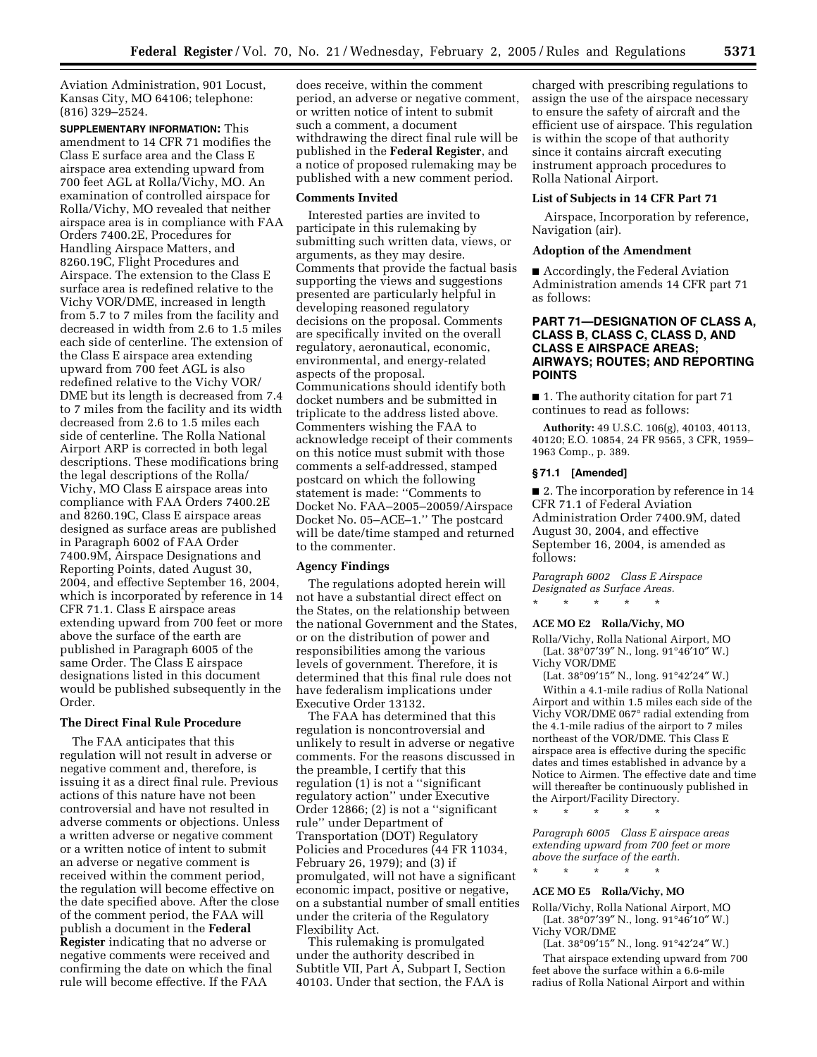Aviation Administration, 901 Locust, Kansas City, MO 64106; telephone: (816) 329–2524.

**SUPPLEMENTARY INFORMATION:** This amendment to 14 CFR 71 modifies the Class E surface area and the Class E airspace area extending upward from 700 feet AGL at Rolla/Vichy, MO. An examination of controlled airspace for Rolla/Vichy, MO revealed that neither airspace area is in compliance with FAA Orders 7400.2E, Procedures for Handling Airspace Matters, and 8260.19C, Flight Procedures and Airspace. The extension to the Class E surface area is redefined relative to the Vichy VOR/DME, increased in length from 5.7 to 7 miles from the facility and decreased in width from 2.6 to 1.5 miles each side of centerline. The extension of the Class E airspace area extending upward from 700 feet AGL is also redefined relative to the Vichy VOR/DME but its length is decreased from 7.4 to 7 miles from the facility and its width decreased from 2.6 to 1.5 miles each side of centerline. The Rolla National Airport ARP is corrected in both legal descriptions. These modifications bring the legal descriptions of the Rolla/Vichy, MO Class E airspace areas into compliance with FAA Orders 7400.2E and 8260.19C, Class E airspace areas designed as surface areas are published in Paragraph 6002 of FAA Order 7400.9M, Airspace Designations and Reporting Points, dated August 30, 2004, and effective September 16, 2004, which is incorporated by reference in 14 CFR 71.1. Class E airspace areas extending upward from 700 feet or more above the surface of the earth are published in Paragraph 6005 of the same Order. The Class E airspace designations listed in this document would be published subsequently in the Order.

### The Direct Final Rule Procedure

The FAA anticipates that this regulation will not result in adverse or negative comment and, therefore, is issuing it as a direct final rule. Previous actions of this nature have not been controversial and have not resulted in adverse comments or objections. Unless a written adverse or negative comment or a written notice of intent to submit an adverse or negative comment is received within the comment period, the regulation will become effective on the date specified above. After the close of the comment period, the FAA will publish a document in the **Federal Register** indicating that no adverse or negative comments were received and confirming the date on which the final rule will become effective. If the FAA does receive, within the comment period, an adverse or negative comment, or written notice of intent to submit such a comment, a document withdrawing the direct final rule will be published in the **Federal Register**, and a notice of proposed rulemaking may be published with a new comment period.

### Comments Invited

Interested parties are invited to participate in this rulemaking by submitting such written data, views, or arguments, as they may desire. Comments that provide the factual basis supporting the views and suggestions presented are particularly helpful in developing reasoned regulatory decisions on the proposal. Comments are specifically invited on the overall regulatory, aeronautical, economic, environmental, and energy-related aspects of the proposal. Communications should identify both docket numbers and be submitted in triplicate to the address listed above. Commenters wishing the FAA to acknowledge receipt of their comments on this notice must submit with those comments a self-addressed, stamped postcard on which the following statement is made: ''Comments to Docket No. FAA–2005–20059/Airspace Docket No. 05–ACE–1.'' The postcard will be date/time stamped and returned to the commenter.

### Agency Findings

The regulations adopted herein will not have a substantial direct effect on the States, on the relationship between the national Government and the States, or on the distribution of power and responsibilities among the various levels of government. Therefore, it is determined that this final rule does not have federalism implications under Executive Order 13132.

The FAA has determined that this regulation is noncontroversial and unlikely to result in adverse or negative comments. For the reasons discussed in the preamble, I certify that this regulation (1) is not a ''significant regulatory action'' under Executive Order 12866; (2) is not a ''significant rule'' under Department of Transportation (DOT) Regulatory Policies and Procedures (44 FR 11034, February 26, 1979); and (3) if promulgated, will not have a significant economic impact, positive or negative, on a substantial number of small entities under the criteria of the Regulatory Flexibility Act.

This rulemaking is promulgated under the authority described in Subtitle VII, Part A, Subpart I, Section 40103. Under that section, the FAA is charged with prescribing regulations to assign the use of the airspace necessary to ensure the safety of aircraft and the efficient use of airspace. This regulation is within the scope of that authority since it contains aircraft executing instrument approach procedures to Rolla National Airport.

### List of Subjects in 14 CFR Part 71

Airspace, Incorporation by reference, Navigation (air).

### Adoption of the Amendment

■ Accordingly, the Federal Aviation Administration amends 14 CFR part 71 as follows:

## PART 71—DESIGNATION OF CLASS A, CLASS B, CLASS C, CLASS D, AND CLASS E AIRSPACE AREAS; AIRWAYS; ROUTES; AND REPORTING POINTS

■ 1. The authority citation for part 71 continues to read as follows:

**Authority:** 49 U.S.C. 106(g), 40103, 40113, 40120; E.O. 10854, 24 FR 9565, 3 CFR, 1959–1963 Comp., p. 389.

### § 71.1 [Amended]

■ 2. The incorporation by reference in 14 CFR 71.1 of Federal Aviation Administration Order 7400.9M, dated August 30, 2004, and effective September 16, 2004, is amended as follows:

*Paragraph 6002 Class E Airspace Designated as Surface Areas.*

\* \* \* \* \*

**ACE MO E2 Rolla/Vichy, MO**

Rolla/Vichy, Rolla National Airport, MO
(Lat. 38°07′39″ N., long. 91°46′10″ W.)
Vichy VOR/DME
(Lat. 38°09′15″ N., long. 91°42′24″ W.)

Within a 4.1-mile radius of Rolla National Airport and within 1.5 miles each side of the Vichy VOR/DME 067° radial extending from the 4.1-mile radius of the airport to 7 miles northeast of the VOR/DME. This Class E airspace area is effective during the specific dates and times established in advance by a Notice to Airmen. The effective date and time will thereafter be continuously published in the Airport/Facility Directory.

\* \* \* \* \*

*Paragraph 6005 Class E airspace areas extending upward from 700 feet or more above the surface of the earth.*

\* \* \* \* \*

**ACE MO E5 Rolla/Vichy, MO**

Rolla/Vichy, Rolla National Airport, MO
(Lat. 38°07′39″ N., long. 91°46′10″ W.)
Vichy VOR/DME
(Lat. 38°09′15″ N., long. 91°42′24″ W.)

That airspace extending upward from 700 feet above the surface within a 6.6-mile radius of Rolla National Airport and within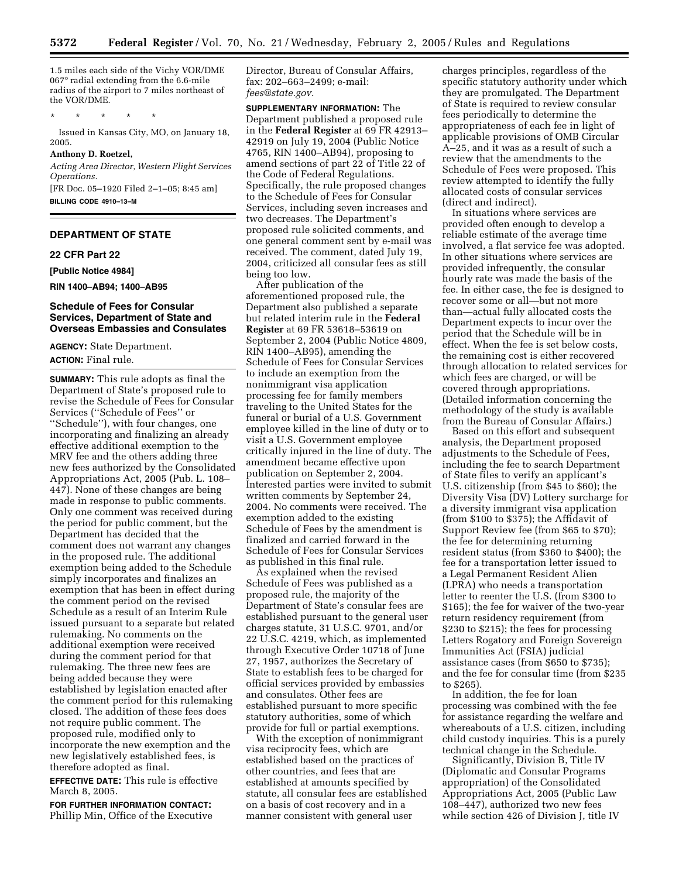1.5 miles each side of the Vichy VOR/DME 067° radial extending from the 6.6-mile radius of the airport to 7 miles northeast of the VOR/DME.

\* \* \* \* \*

Issued in Kansas City, MO, on January 18, 2005.

**Anthony D. Roetzel,**

*Acting Area Director, Western Flight Services Operations.*

[FR Doc. 05–1920 Filed 2–1–05; 8:45 am]

**BILLING CODE 4910–13–M**

## DEPARTMENT OF STATE

### 22 CFR Part 22

**[Public Notice 4984]**

**RIN 1400–AB94; 1400–AB95**

### Schedule of Fees for Consular Services, Department of State and Overseas Embassies and Consulates

**AGENCY:** State Department.

**ACTION:** Final rule.

**SUMMARY:** This rule adopts as final the Department of State's proposed rule to revise the Schedule of Fees for Consular Services (''Schedule of Fees'' or ''Schedule''), with four changes, one incorporating and finalizing an already effective additional exemption to the MRV fee and the others adding three new fees authorized by the Consolidated Appropriations Act, 2005 (Pub. L. 108–447). None of these changes are being made in response to public comments. Only one comment was received during the period for public comment, but the Department has decided that the comment does not warrant any changes in the proposed rule. The additional exemption being added to the Schedule simply incorporates and finalizes an exemption that has been in effect during the comment period on the revised Schedule as a result of an Interim Rule issued pursuant to a separate but related rulemaking. No comments on the additional exemption were received during the comment period for that rulemaking. The three new fees are being added because they were established by legislation enacted after the comment period for this rulemaking closed. The addition of these fees does not require public comment. The proposed rule, modified only to incorporate the new exemption and the new legislatively established fees, is therefore adopted as final.

**EFFECTIVE DATE:** This rule is effective March 8, 2005.

**FOR FURTHER INFORMATION CONTACT:** Phillip Min, Office of the Executive Director, Bureau of Consular Affairs, fax: 202–663–2499; e-mail: *fees@state.gov.*

**SUPPLEMENTARY INFORMATION:** The Department published a proposed rule in the **Federal Register** at 69 FR 42913–42919 on July 19, 2004 (Public Notice 4765, RIN 1400–AB94), proposing to amend sections of part 22 of Title 22 of the Code of Federal Regulations. Specifically, the rule proposed changes to the Schedule of Fees for Consular Services, including seven increases and two decreases. The Department's proposed rule solicited comments, and one general comment sent by e-mail was received. The comment, dated July 19, 2004, criticized all consular fees as still being too low.

After publication of the aforementioned proposed rule, the Department also published a separate but related interim rule in the **Federal Register** at 69 FR 53618–53619 on September 2, 2004 (Public Notice 4809, RIN 1400–AB95), amending the Schedule of Fees for Consular Services to include an exemption from the nonimmigrant visa application processing fee for family members traveling to the United States for the funeral or burial of a U.S. Government employee killed in the line of duty or to visit a U.S. Government employee critically injured in the line of duty. The amendment became effective upon publication on September 2, 2004. Interested parties were invited to submit written comments by September 24, 2004. No comments were received. The exemption added to the existing Schedule of Fees by the amendment is finalized and carried forward in the Schedule of Fees for Consular Services as published in this final rule.

As explained when the revised Schedule of Fees was published as a proposed rule, the majority of the Department of State's consular fees are established pursuant to the general user charges statute, 31 U.S.C. 9701, and/or 22 U.S.C. 4219, which, as implemented through Executive Order 10718 of June 27, 1957, authorizes the Secretary of State to establish fees to be charged for official services provided by embassies and consulates. Other fees are established pursuant to more specific statutory authorities, some of which provide for full or partial exemptions.

With the exception of nonimmigrant visa reciprocity fees, which are established based on the practices of other countries, and fees that are established at amounts specified by statute, all consular fees are established on a basis of cost recovery and in a manner consistent with general user charges principles, regardless of the specific statutory authority under which they are promulgated. The Department of State is required to review consular fees periodically to determine the appropriateness of each fee in light of applicable provisions of OMB Circular A–25, and it was as a result of such a review that the amendments to the Schedule of Fees were proposed. This review attempted to identify the fully allocated costs of consular services (direct and indirect).

In situations where services are provided often enough to develop a reliable estimate of the average time involved, a flat service fee was adopted. In other situations where services are provided infrequently, the consular hourly rate was made the basis of the fee. In either case, the fee is designed to recover some or all—but not more than—actual fully allocated costs the Department expects to incur over the period that the Schedule will be in effect. When the fee is set below costs, the remaining cost is either recovered through allocation to related services for which fees are charged, or will be covered through appropriations. (Detailed information concerning the methodology of the study is available from the Bureau of Consular Affairs.)

Based on this effort and subsequent analysis, the Department proposed adjustments to the Schedule of Fees, including the fee to search Department of State files to verify an applicant's U.S. citizenship (from $45 to $60); the Diversity Visa (DV) Lottery surcharge for a diversity immigrant visa application (from $100 to $375); the Affidavit of Support Review fee (from $65 to $70); the fee for determining returning resident status (from $360 to $400); the fee for a transportation letter issued to a Legal Permanent Resident Alien (LPRA) who needs a transportation letter to reenter the U.S. (from $300 to $165); the fee for waiver of the two-year return residency requirement (from $230 to $215); the fees for processing Letters Rogatory and Foreign Sovereign Immunities Act (FSIA) judicial assistance cases (from $650 to $735); and the fee for consular time (from $235 to $265).

In addition, the fee for loan processing was combined with the fee for assistance regarding the welfare and whereabouts of a U.S. citizen, including child custody inquiries. This is a purely technical change in the Schedule.

Significantly, Division B, Title IV (Diplomatic and Consular Programs appropriation) of the Consolidated Appropriations Act, 2005 (Public Law 108–447), authorized two new fees while section 426 of Division J, title IV